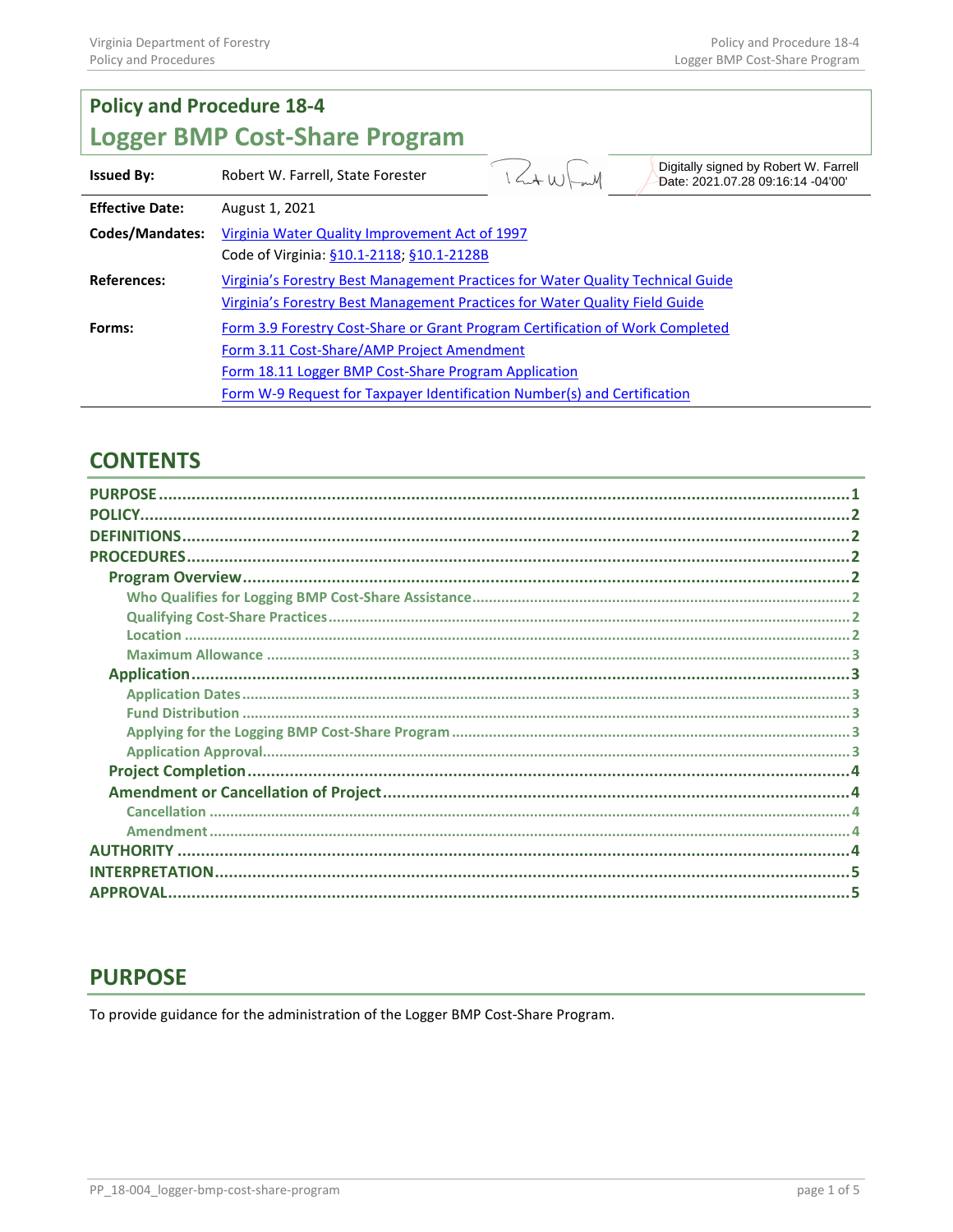# Policy and Procedure 18-4

# Logger BMP Cost-Share Program

| | | |
|---|---|---|
| **Issued By:** | Robert W. Farrell, State Forester | Digitally signed by Robert W. Farrell Date: 2021.07.28 09:16:14 -04'00' |
| **Effective Date:** | August 1, 2021 | |
| **Codes/Mandates:** | Virginia Water Quality Improvement Act of 1997<br>Code of Virginia: §10.1-2118; §10.1-2128B | |
| **References:** | Virginia's Forestry Best Management Practices for Water Quality Technical Guide<br>Virginia's Forestry Best Management Practices for Water Quality Field Guide | |
| **Forms:** | Form 3.9 Forestry Cost-Share or Grant Program Certification of Work Completed<br>Form 3.11 Cost-Share/AMP Project Amendment<br>Form 18.11 Logger BMP Cost-Share Program Application<br>Form W-9 Request for Taxpayer Identification Number(s) and Certification | |

## CONTENTS

- PURPOSE ..... 1
- POLICY ..... 2
- DEFINITIONS ..... 2
- PROCEDURES ..... 2
  - Program Overview ..... 2
    - Who Qualifies for Logging BMP Cost-Share Assistance ..... 2
    - Qualifying Cost-Share Practices ..... 2
    - Location ..... 2
    - Maximum Allowance ..... 3
  - Application ..... 3
    - Application Dates ..... 3
    - Fund Distribution ..... 3
    - Applying for the Logging BMP Cost-Share Program ..... 3
    - Application Approval ..... 3
  - Project Completion ..... 4
  - Amendment or Cancellation of Project ..... 4
    - Cancellation ..... 4
    - Amendment ..... 4
- AUTHORITY ..... 4
- INTERPRETATION ..... 5
- APPROVAL ..... 5

## PURPOSE

To provide guidance for the administration of the Logger BMP Cost-Share Program.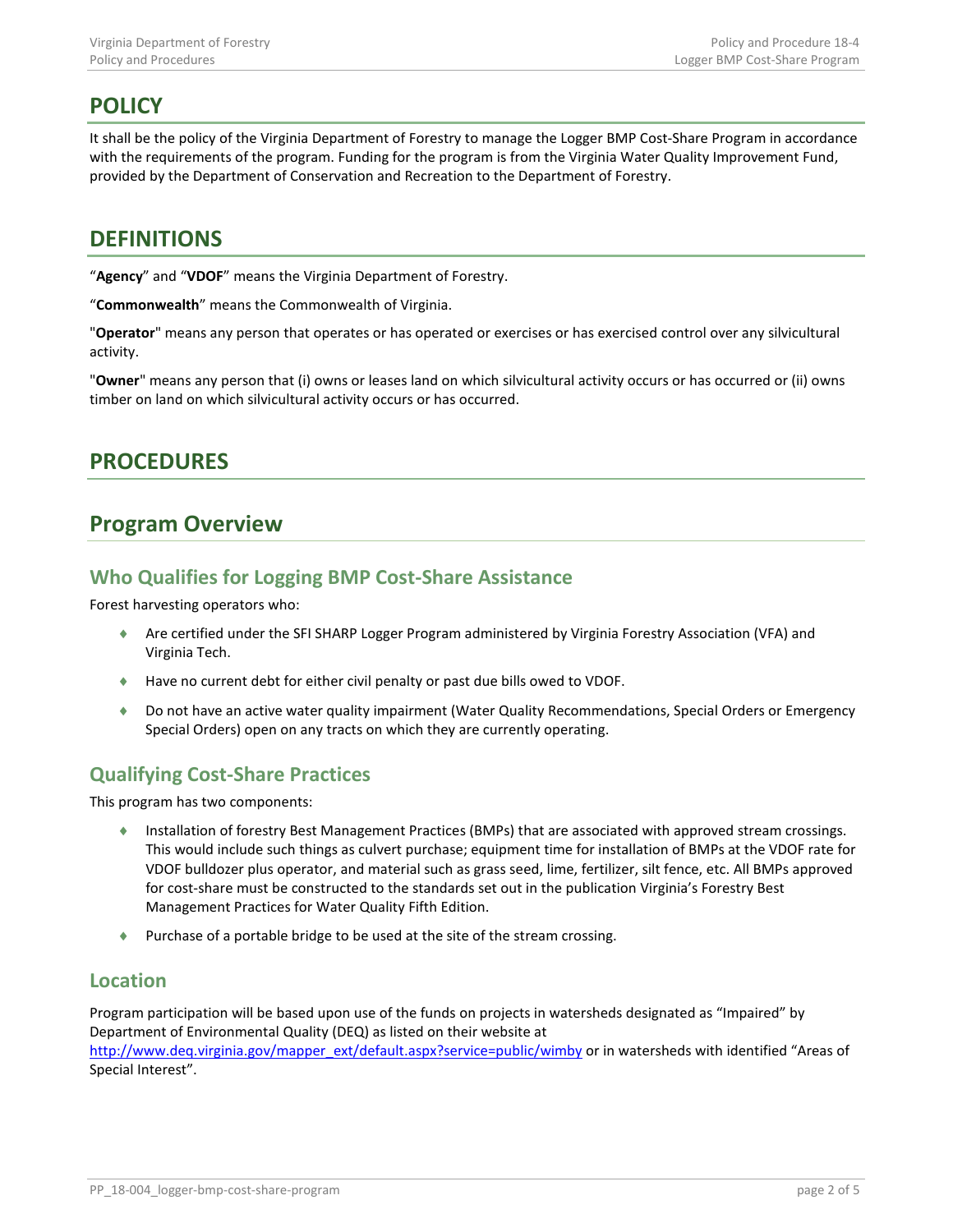# POLICY

It shall be the policy of the Virginia Department of Forestry to manage the Logger BMP Cost-Share Program in accordance with the requirements of the program. Funding for the program is from the Virginia Water Quality Improvement Fund, provided by the Department of Conservation and Recreation to the Department of Forestry.

# DEFINITIONS

"**Agency**" and "**VDOF**" means the Virginia Department of Forestry.

"**Commonwealth**" means the Commonwealth of Virginia.

"**Operator**" means any person that operates or has operated or exercises or has exercised control over any silvicultural activity.

"**Owner**" means any person that (i) owns or leases land on which silvicultural activity occurs or has occurred or (ii) owns timber on land on which silvicultural activity occurs or has occurred.

# PROCEDURES

## Program Overview

### Who Qualifies for Logging BMP Cost-Share Assistance

Forest harvesting operators who:

- Are certified under the SFI SHARP Logger Program administered by Virginia Forestry Association (VFA) and Virginia Tech.
- Have no current debt for either civil penalty or past due bills owed to VDOF.
- Do not have an active water quality impairment (Water Quality Recommendations, Special Orders or Emergency Special Orders) open on any tracts on which they are currently operating.

### Qualifying Cost-Share Practices

This program has two components:

- Installation of forestry Best Management Practices (BMPs) that are associated with approved stream crossings. This would include such things as culvert purchase; equipment time for installation of BMPs at the VDOF rate for VDOF bulldozer plus operator, and material such as grass seed, lime, fertilizer, silt fence, etc. All BMPs approved for cost-share must be constructed to the standards set out in the publication Virginia's Forestry Best Management Practices for Water Quality Fifth Edition.
- Purchase of a portable bridge to be used at the site of the stream crossing.

### Location

Program participation will be based upon use of the funds on projects in watersheds designated as "Impaired" by Department of Environmental Quality (DEQ) as listed on their website at http://www.deq.virginia.gov/mapper_ext/default.aspx?service=public/wimby or in watersheds with identified "Areas of Special Interest".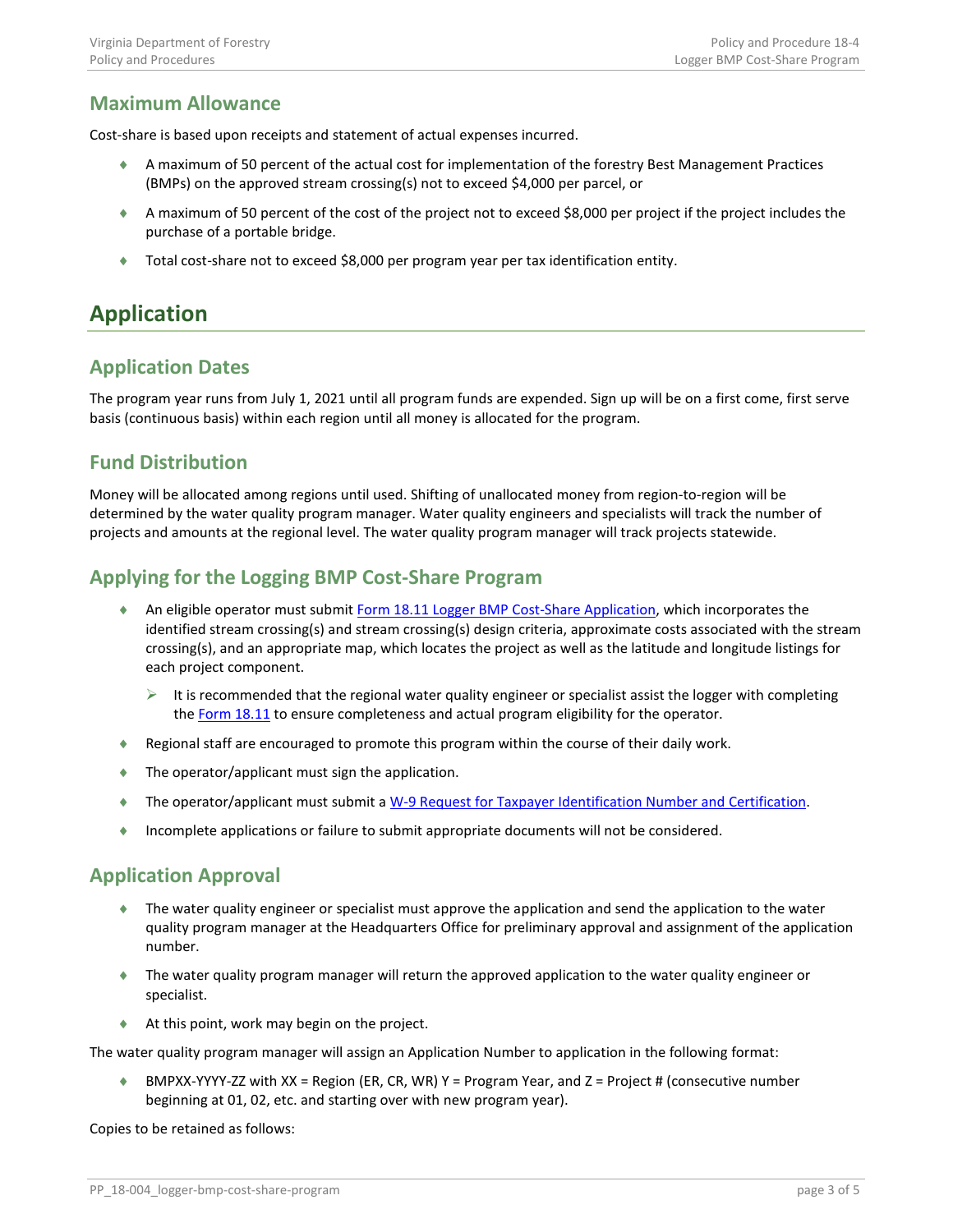## Maximum Allowance

Cost-share is based upon receipts and statement of actual expenses incurred.

- A maximum of 50 percent of the actual cost for implementation of the forestry Best Management Practices (BMPs) on the approved stream crossing(s) not to exceed $4,000 per parcel, or
- A maximum of 50 percent of the cost of the project not to exceed $8,000 per project if the project includes the purchase of a portable bridge.
- Total cost-share not to exceed $8,000 per program year per tax identification entity.

# Application

## Application Dates

The program year runs from July 1, 2021 until all program funds are expended. Sign up will be on a first come, first serve basis (continuous basis) within each region until all money is allocated for the program.

## Fund Distribution

Money will be allocated among regions until used. Shifting of unallocated money from region-to-region will be determined by the water quality program manager. Water quality engineers and specialists will track the number of projects and amounts at the regional level. The water quality program manager will track projects statewide.

## Applying for the Logging BMP Cost-Share Program

- An eligible operator must submit Form 18.11 Logger BMP Cost-Share Application, which incorporates the identified stream crossing(s) and stream crossing(s) design criteria, approximate costs associated with the stream crossing(s), and an appropriate map, which locates the project as well as the latitude and longitude listings for each project component.
  - It is recommended that the regional water quality engineer or specialist assist the logger with completing the Form 18.11 to ensure completeness and actual program eligibility for the operator.
- Regional staff are encouraged to promote this program within the course of their daily work.
- The operator/applicant must sign the application.
- The operator/applicant must submit a W-9 Request for Taxpayer Identification Number and Certification.
- Incomplete applications or failure to submit appropriate documents will not be considered.

## Application Approval

- The water quality engineer or specialist must approve the application and send the application to the water quality program manager at the Headquarters Office for preliminary approval and assignment of the application number.
- The water quality program manager will return the approved application to the water quality engineer or specialist.
- At this point, work may begin on the project.

The water quality program manager will assign an Application Number to application in the following format:

- BMPXX-YYYY-ZZ with XX = Region (ER, CR, WR) Y = Program Year, and Z = Project # (consecutive number beginning at 01, 02, etc. and starting over with new program year).

Copies to be retained as follows: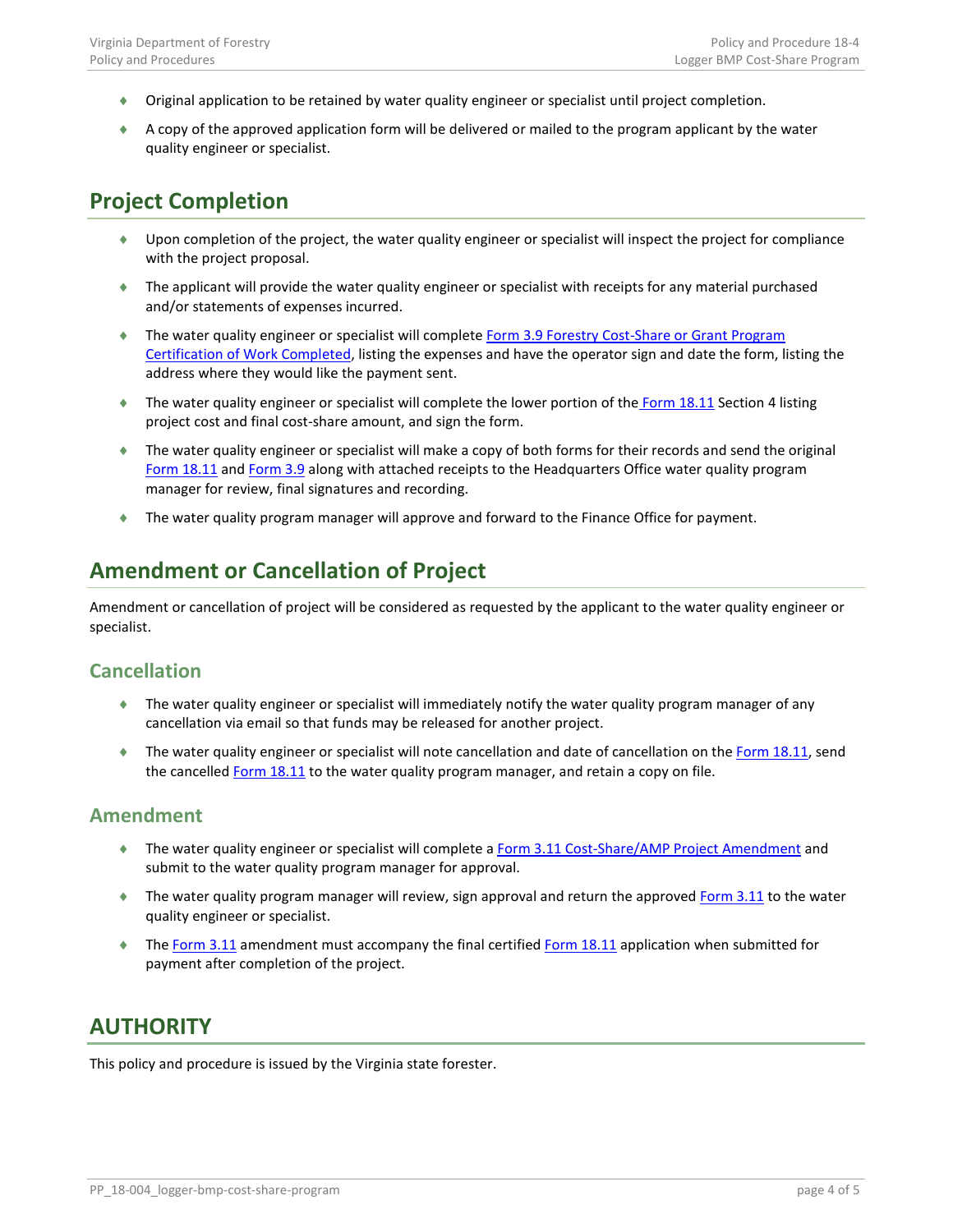- Original application to be retained by water quality engineer or specialist until project completion.
- A copy of the approved application form will be delivered or mailed to the program applicant by the water quality engineer or specialist.

## Project Completion

- Upon completion of the project, the water quality engineer or specialist will inspect the project for compliance with the project proposal.
- The applicant will provide the water quality engineer or specialist with receipts for any material purchased and/or statements of expenses incurred.
- The water quality engineer or specialist will complete Form 3.9 Forestry Cost-Share or Grant Program Certification of Work Completed, listing the expenses and have the operator sign and date the form, listing the address where they would like the payment sent.
- The water quality engineer or specialist will complete the lower portion of the Form 18.11 Section 4 listing project cost and final cost-share amount, and sign the form.
- The water quality engineer or specialist will make a copy of both forms for their records and send the original Form 18.11 and Form 3.9 along with attached receipts to the Headquarters Office water quality program manager for review, final signatures and recording.
- The water quality program manager will approve and forward to the Finance Office for payment.

## Amendment or Cancellation of Project

Amendment or cancellation of project will be considered as requested by the applicant to the water quality engineer or specialist.

### Cancellation

- The water quality engineer or specialist will immediately notify the water quality program manager of any cancellation via email so that funds may be released for another project.
- The water quality engineer or specialist will note cancellation and date of cancellation on the Form 18.11, send the cancelled Form 18.11 to the water quality program manager, and retain a copy on file.

### Amendment

- The water quality engineer or specialist will complete a Form 3.11 Cost-Share/AMP Project Amendment and submit to the water quality program manager for approval.
- The water quality program manager will review, sign approval and return the approved Form 3.11 to the water quality engineer or specialist.
- The Form 3.11 amendment must accompany the final certified Form 18.11 application when submitted for payment after completion of the project.

## AUTHORITY

This policy and procedure is issued by the Virginia state forester.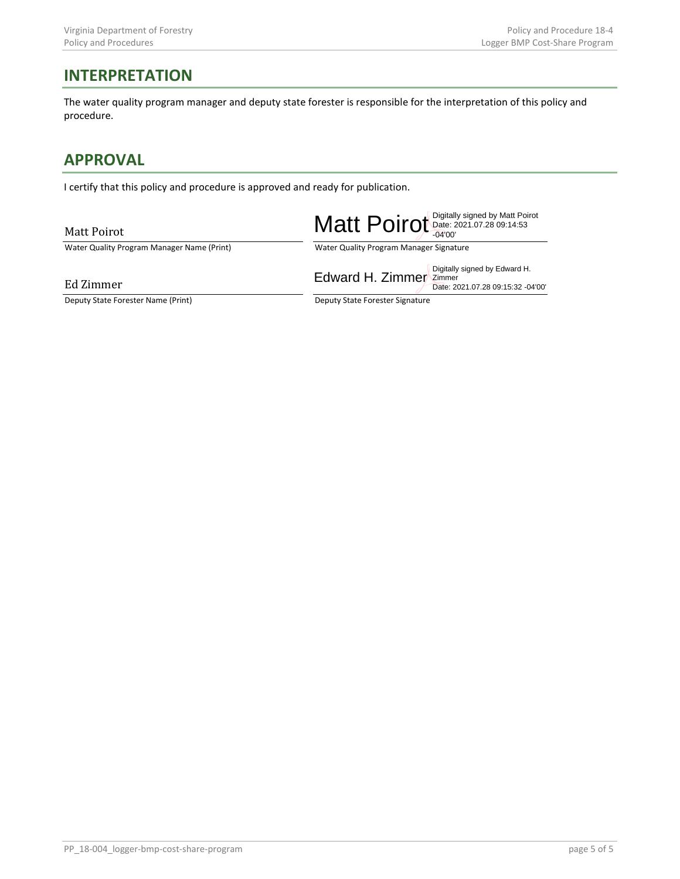## INTERPRETATION

The water quality program manager and deputy state forester is responsible for the interpretation of this policy and procedure.

## APPROVAL

I certify that this policy and procedure is approved and ready for publication.

| | |
|---|---|
| Matt Poirot | Matt Poirot Digitally signed by Matt Poirot Date: 2021.07.28 09:14:53 -04'00' |
| Water Quality Program Manager Name (Print) | Water Quality Program Manager Signature |
| Ed Zimmer | Edward H. Zimmer Digitally signed by Edward H. Zimmer Date: 2021.07.28 09:15:32 -04'00' |
| Deputy State Forester Name (Print) | Deputy State Forester Signature |